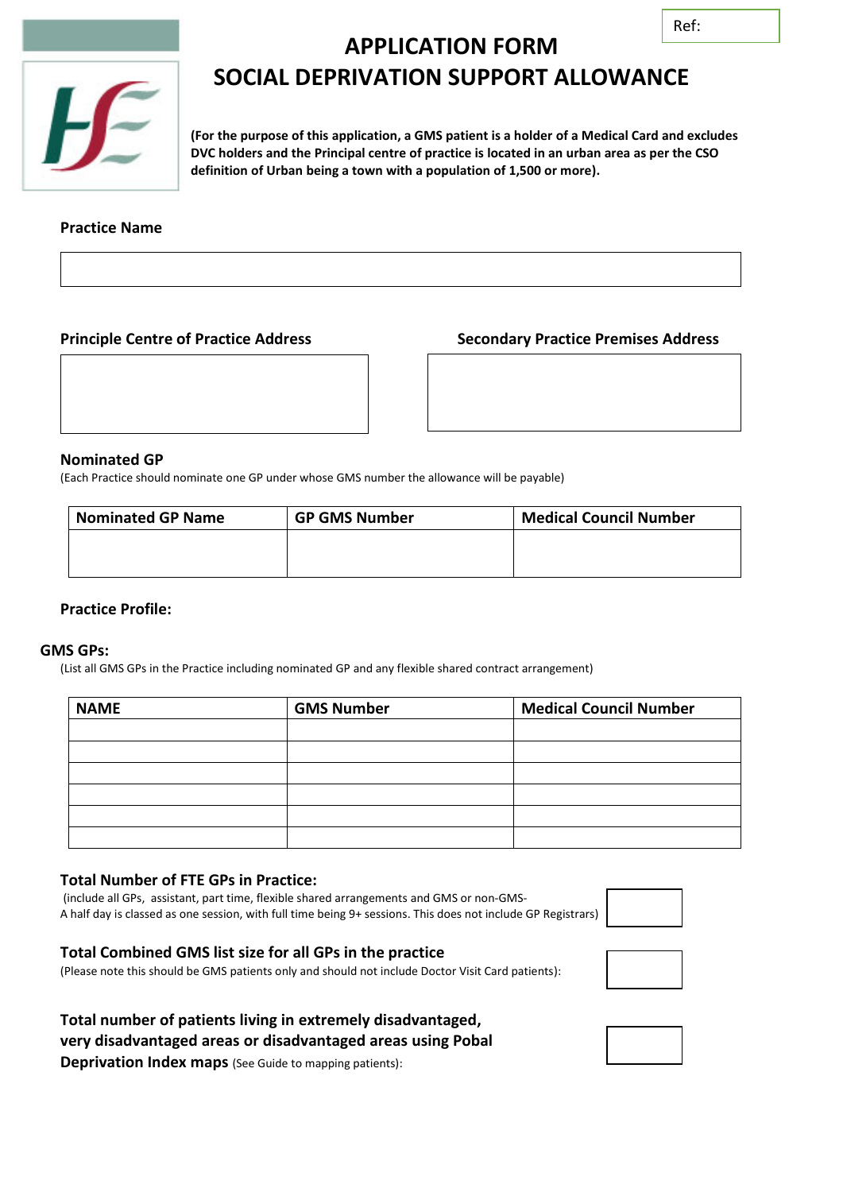Ref:

# APPLICATION FORM
# SOCIAL DEPRIVATION SUPPORT ALLOWANCE

**(For the purpose of this application, a GMS patient is a holder of a Medical Card and excludes DVC holders and the Principal centre of practice is located in an urban area as per the CSO definition of Urban being a town with a population of 1,500 or more).**

**Practice Name**

**Principle Centre of Practice Address**

**Secondary Practice Premises Address**

**Nominated GP**

(Each Practice should nominate one GP under whose GMS number the allowance will be payable)

| Nominated GP Name | GP GMS Number | Medical Council Number |
|---|---|---|
| | | |

**Practice Profile:**

**GMS GPs:**

(List all GMS GPs in the Practice including nominated GP and any flexible shared contract arrangement)

| NAME | GMS Number | Medical Council Number |
|---|---|---|
| | | |
| | | |
| | | |
| | | |
| | | |
| | | |

**Total Number of FTE GPs in Practice:**

(include all GPs, assistant, part time, flexible shared arrangements and GMS or non-GMS-
A half day is classed as one session, with full time being 9+ sessions. This does not include GP Registrars)

**Total Combined GMS list size for all GPs in the practice**

(Please note this should be GMS patients only and should not include Doctor Visit Card patients):

**Total number of patients living in extremely disadvantaged, very disadvantaged areas or disadvantaged areas using Pobal Deprivation Index maps** (See Guide to mapping patients):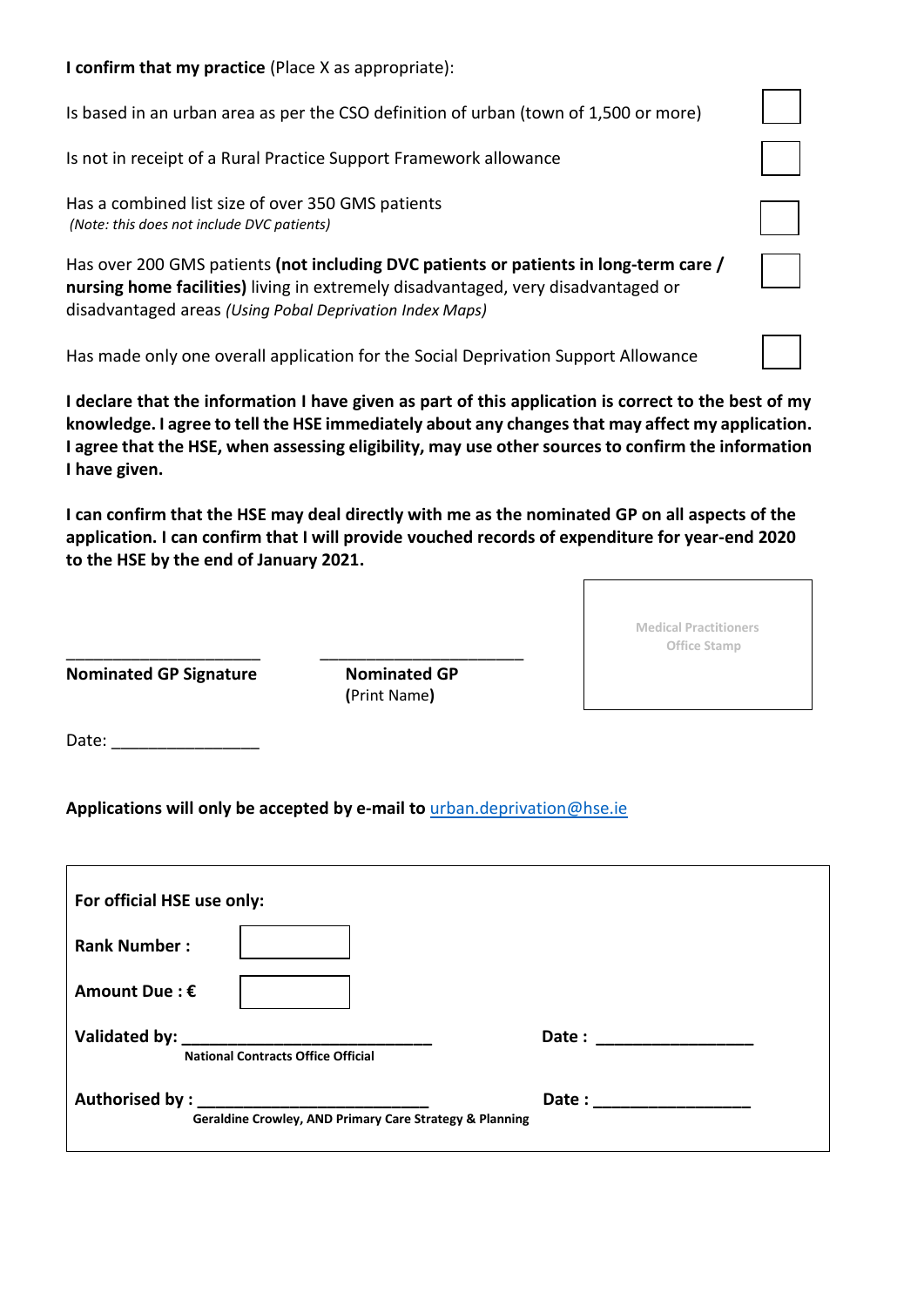**I confirm that my practice** (Place X as appropriate):

| | |
|---|---|
| Is based in an urban area as per the CSO definition of urban (town of 1,500 or more) | ☐ |
| Is not in receipt of a Rural Practice Support Framework allowance | ☐ |
| Has a combined list size of over 350 GMS patients<br>*(Note: this does not include DVC patients)* | ☐ |
| Has over 200 GMS patients **(not including DVC patients or patients in long-term care / nursing home facilities)** living in extremely disadvantaged, very disadvantaged or disadvantaged areas *(Using Pobal Deprivation Index Maps)* | ☐ |
| Has made only one overall application for the Social Deprivation Support Allowance | ☐ |

**I declare that the information I have given as part of this application is correct to the best of my knowledge. I agree to tell the HSE immediately about any changes that may affect my application. I agree that the HSE, when assessing eligibility, may use other sources to confirm the information I have given.**

**I can confirm that the HSE may deal directly with me as the nominated GP on all aspects of the application. I can confirm that I will provide vouched records of expenditure for year-end 2020 to the HSE by the end of January 2021.**

______________________ ______________________

**Nominated GP Signature** **Nominated GP** (Print Name)

Medical Practitioners Office Stamp

Date: ________________

**Applications will only be accepted by e-mail to** urban.deprivation@hse.ie

**For official HSE use only:**

**Rank Number :** ☐

**Amount Due : €** ☐

**Validated by:** ____________________________ **Date :** _________________
**National Contracts Office Official**

**Authorised by :** __________________________ **Date :** _________________
**Geraldine Crowley, AND Primary Care Strategy & Planning**